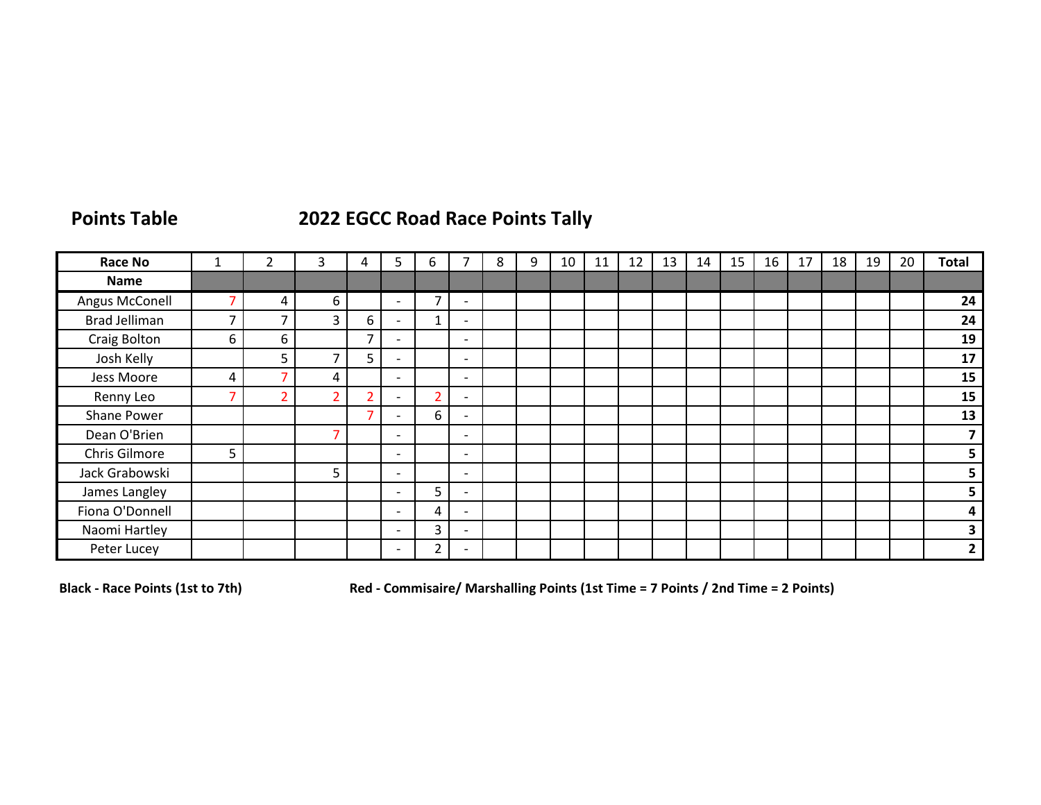**Points Table**

## 2022 EGCC Road Race Points Tally

| Race No | 1 | 2 | 3 | 4 | 5 | 6 | 7 | 8 | 9 | 10 | 11 | 12 | 13 | 14 | 15 | 16 | 17 | 18 | 19 | 20 | Total |
|---|---|---|---|---|---|---|---|---|---|---|---|---|---|---|---|---|---|---|---|---|---|
| **Name** | | | | | | | | | | | | | | | | | | | | | |
| Angus McConell | 7 | 4 | 6 | | - | 7 | - | | | | | | | | | | | | | | **24** |
| Brad Jelliman | 7 | 7 | 3 | 6 | - | 1 | - | | | | | | | | | | | | | | **24** |
| Craig Bolton | 6 | 6 | | 7 | - | | - | | | | | | | | | | | | | | **19** |
| Josh Kelly | | 5 | 7 | 5 | - | | - | | | | | | | | | | | | | | **17** |
| Jess Moore | 4 | 7 | 4 | | - | | - | | | | | | | | | | | | | | **15** |
| Renny Leo | 7 | 2 | 2 | 2 | - | 2 | - | | | | | | | | | | | | | | **15** |
| Shane Power | | | | 7 | - | 6 | - | | | | | | | | | | | | | | **13** |
| Dean O'Brien | | | 7 | | - | | - | | | | | | | | | | | | | | **7** |
| Chris Gilmore | 5 | | | | - | | - | | | | | | | | | | | | | | **5** |
| Jack Grabowski | | | 5 | | - | | - | | | | | | | | | | | | | | **5** |
| James Langley | | | | | - | 5 | - | | | | | | | | | | | | | | **5** |
| Fiona O'Donnell | | | | | - | 4 | - | | | | | | | | | | | | | | **4** |
| Naomi Hartley | | | | | - | 3 | - | | | | | | | | | | | | | | **3** |
| Peter Lucey | | | | | - | 2 | - | | | | | | | | | | | | | | **2** |

**Black - Race Points (1st to 7th)**

**Red - Commisaire/ Marshalling Points (1st Time = 7 Points / 2nd Time = 2 Points)**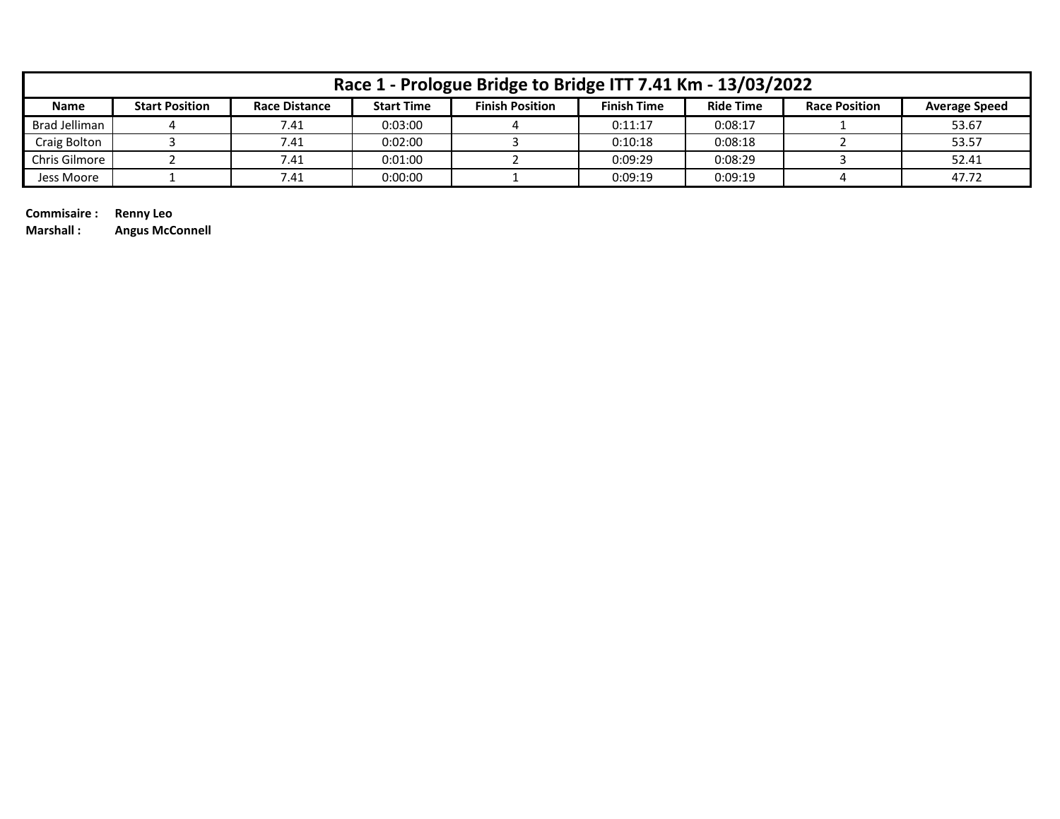| Race 1 - Prologue Bridge to Bridge ITT 7.41 Km - 13/03/2022 | | | | | | | | |
|---|---|---|---|---|---|---|---|---|
| **Name** | **Start Position** | **Race Distance** | **Start Time** | **Finish Position** | **Finish Time** | **Ride Time** | **Race Position** | **Average Speed** |
| Brad Jelliman | 4 | 7.41 | 0:03:00 | 4 | 0:11:17 | 0:08:17 | 1 | 53.67 |
| Craig Bolton | 3 | 7.41 | 0:02:00 | 3 | 0:10:18 | 0:08:18 | 2 | 53.57 |
| Chris Gilmore | 2 | 7.41 | 0:01:00 | 2 | 0:09:29 | 0:08:29 | 3 | 52.41 |
| Jess Moore | 1 | 7.41 | 0:00:00 | 1 | 0:09:19 | 0:09:19 | 4 | 47.72 |

**Commisaire :** **Renny Leo**
**Marshall :** **Angus McConnell**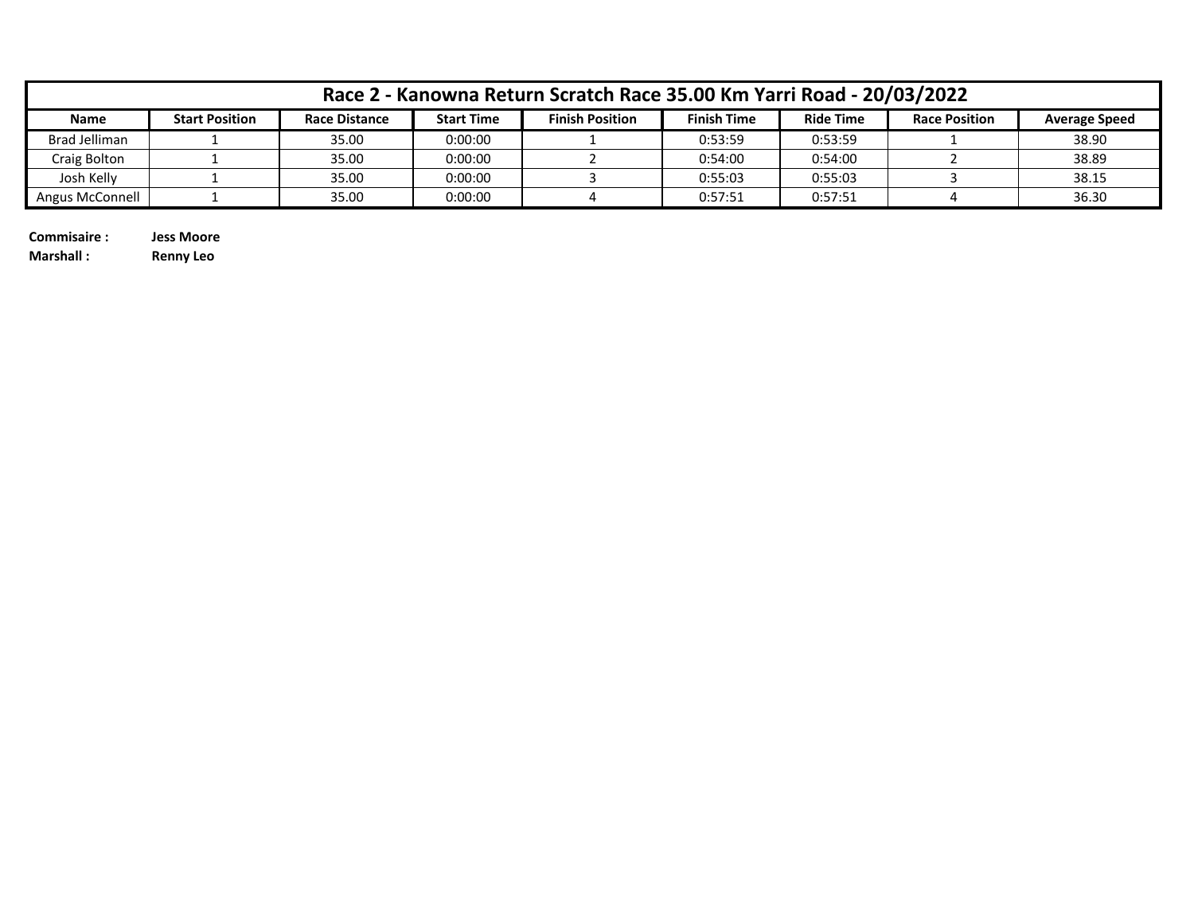| Race 2 - Kanowna Return Scratch Race 35.00 Km Yarri Road - 20/03/2022 | | | | | | | | |
|---|---|---|---|---|---|---|---|---|
| **Name** | **Start Position** | **Race Distance** | **Start Time** | **Finish Position** | **Finish Time** | **Ride Time** | **Race Position** | **Average Speed** |
| Brad Jelliman | 1 | 35.00 | 0:00:00 | 1 | 0:53:59 | 0:53:59 | 1 | 38.90 |
| Craig Bolton | 1 | 35.00 | 0:00:00 | 2 | 0:54:00 | 0:54:00 | 2 | 38.89 |
| Josh Kelly | 1 | 35.00 | 0:00:00 | 3 | 0:55:03 | 0:55:03 | 3 | 38.15 |
| Angus McConnell | 1 | 35.00 | 0:00:00 | 4 | 0:57:51 | 0:57:51 | 4 | 36.30 |

**Commisaire :** **Jess Moore**
**Marshall :** **Renny Leo**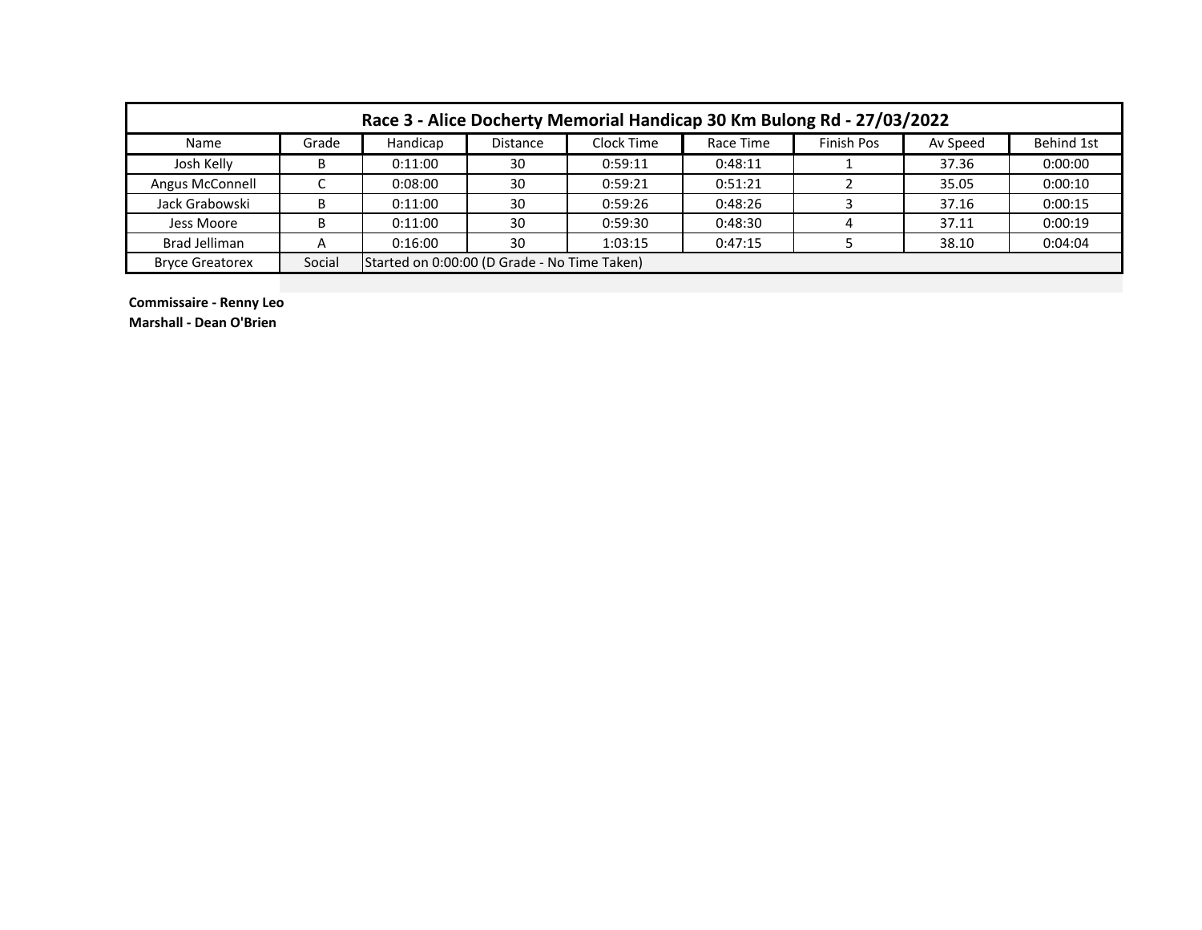| Race 3 - Alice Docherty Memorial Handicap 30 Km Bulong Rd - 27/03/2022 | | | | | | | | |
|---|---|---|---|---|---|---|---|---|
| Name | Grade | Handicap | Distance | Clock Time | Race Time | Finish Pos | Av Speed | Behind 1st |
| Josh Kelly | B | 0:11:00 | 30 | 0:59:11 | 0:48:11 | 1 | 37.36 | 0:00:00 |
| Angus McConnell | C | 0:08:00 | 30 | 0:59:21 | 0:51:21 | 2 | 35.05 | 0:00:10 |
| Jack Grabowski | B | 0:11:00 | 30 | 0:59:26 | 0:48:26 | 3 | 37.16 | 0:00:15 |
| Jess Moore | B | 0:11:00 | 30 | 0:59:30 | 0:48:30 | 4 | 37.11 | 0:00:19 |
| Brad Jelliman | A | 0:16:00 | 30 | 1:03:15 | 0:47:15 | 5 | 38.10 | 0:04:04 |
| Bryce Greatorex | Social | Started on 0:00:00 (D Grade - No Time Taken) | | | | | | |

**Commissaire - Renny Leo**

**Marshall - Dean O'Brien**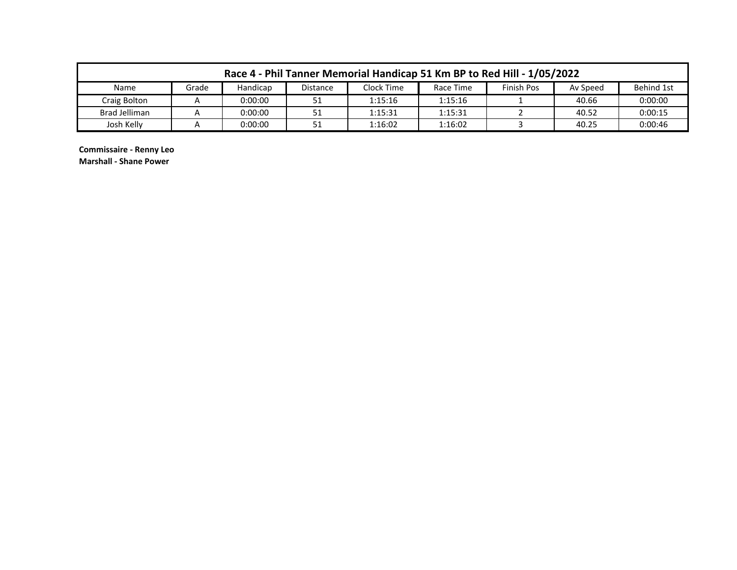| Race 4 - Phil Tanner Memorial Handicap 51 Km BP to Red Hill - 1/05/2022 | | | | | | | | |
|---|---|---|---|---|---|---|---|---|
| Name | Grade | Handicap | Distance | Clock Time | Race Time | Finish Pos | Av Speed | Behind 1st |
| Craig Bolton | A | 0:00:00 | 51 | 1:15:16 | 1:15:16 | 1 | 40.66 | 0:00:00 |
| Brad Jelliman | A | 0:00:00 | 51 | 1:15:31 | 1:15:31 | 2 | 40.52 | 0:00:15 |
| Josh Kelly | A | 0:00:00 | 51 | 1:16:02 | 1:16:02 | 3 | 40.25 | 0:00:46 |

**Commissaire - Renny Leo**
**Marshall - Shane Power**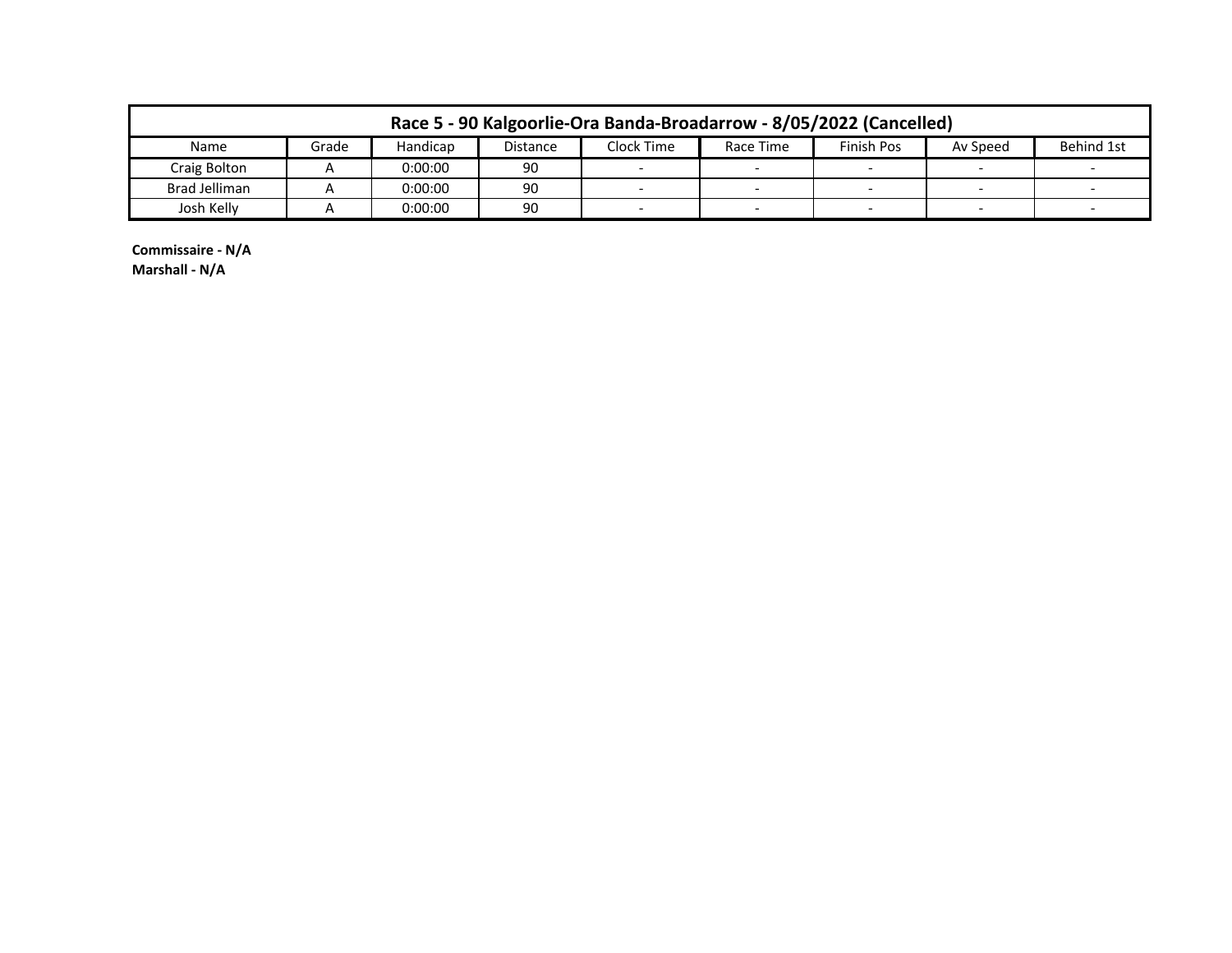| Race 5 - 90 Kalgoorlie-Ora Banda-Broadarrow - 8/05/2022 (Cancelled) | | | | | | | | |
|---|---|---|---|---|---|---|---|---|
| Name | Grade | Handicap | Distance | Clock Time | Race Time | Finish Pos | Av Speed | Behind 1st |
| Craig Bolton | A | 0:00:00 | 90 | - | - | - | - | - |
| Brad Jelliman | A | 0:00:00 | 90 | - | - | - | - | - |
| Josh Kelly | A | 0:00:00 | 90 | - | - | - | - | - |

**Commissaire - N/A**
**Marshall - N/A**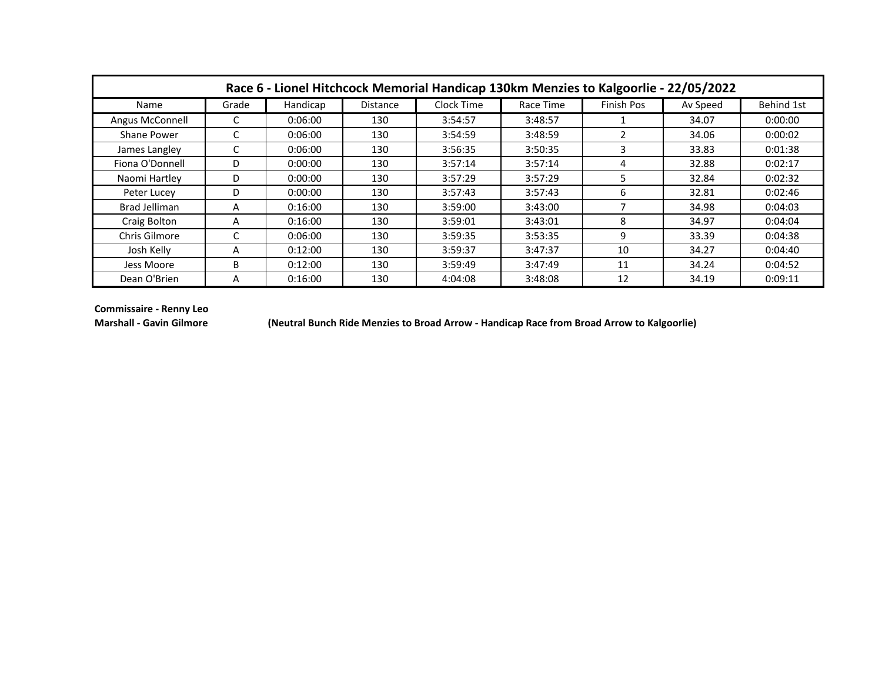| Race 6 - Lionel Hitchcock Memorial Handicap 130km Menzies to Kalgoorlie - 22/05/2022 | | | | | | | | |
|---|---|---|---|---|---|---|---|---|
| Name | Grade | Handicap | Distance | Clock Time | Race Time | Finish Pos | Av Speed | Behind 1st |
| Angus McConnell | C | 0:06:00 | 130 | 3:54:57 | 3:48:57 | 1 | 34.07 | 0:00:00 |
| Shane Power | C | 0:06:00 | 130 | 3:54:59 | 3:48:59 | 2 | 34.06 | 0:00:02 |
| James Langley | C | 0:06:00 | 130 | 3:56:35 | 3:50:35 | 3 | 33.83 | 0:01:38 |
| Fiona O'Donnell | D | 0:00:00 | 130 | 3:57:14 | 3:57:14 | 4 | 32.88 | 0:02:17 |
| Naomi Hartley | D | 0:00:00 | 130 | 3:57:29 | 3:57:29 | 5 | 32.84 | 0:02:32 |
| Peter Lucey | D | 0:00:00 | 130 | 3:57:43 | 3:57:43 | 6 | 32.81 | 0:02:46 |
| Brad Jelliman | A | 0:16:00 | 130 | 3:59:00 | 3:43:00 | 7 | 34.98 | 0:04:03 |
| Craig Bolton | A | 0:16:00 | 130 | 3:59:01 | 3:43:01 | 8 | 34.97 | 0:04:04 |
| Chris Gilmore | C | 0:06:00 | 130 | 3:59:35 | 3:53:35 | 9 | 33.39 | 0:04:38 |
| Josh Kelly | A | 0:12:00 | 130 | 3:59:37 | 3:47:37 | 10 | 34.27 | 0:04:40 |
| Jess Moore | B | 0:12:00 | 130 | 3:59:49 | 3:47:49 | 11 | 34.24 | 0:04:52 |
| Dean O'Brien | A | 0:16:00 | 130 | 4:04:08 | 3:48:08 | 12 | 34.19 | 0:09:11 |

**Commissaire - Renny Leo**

**Marshall - Gavin Gilmore**

**(Neutral Bunch Ride Menzies to Broad Arrow - Handicap Race from Broad Arrow to Kalgoorlie)**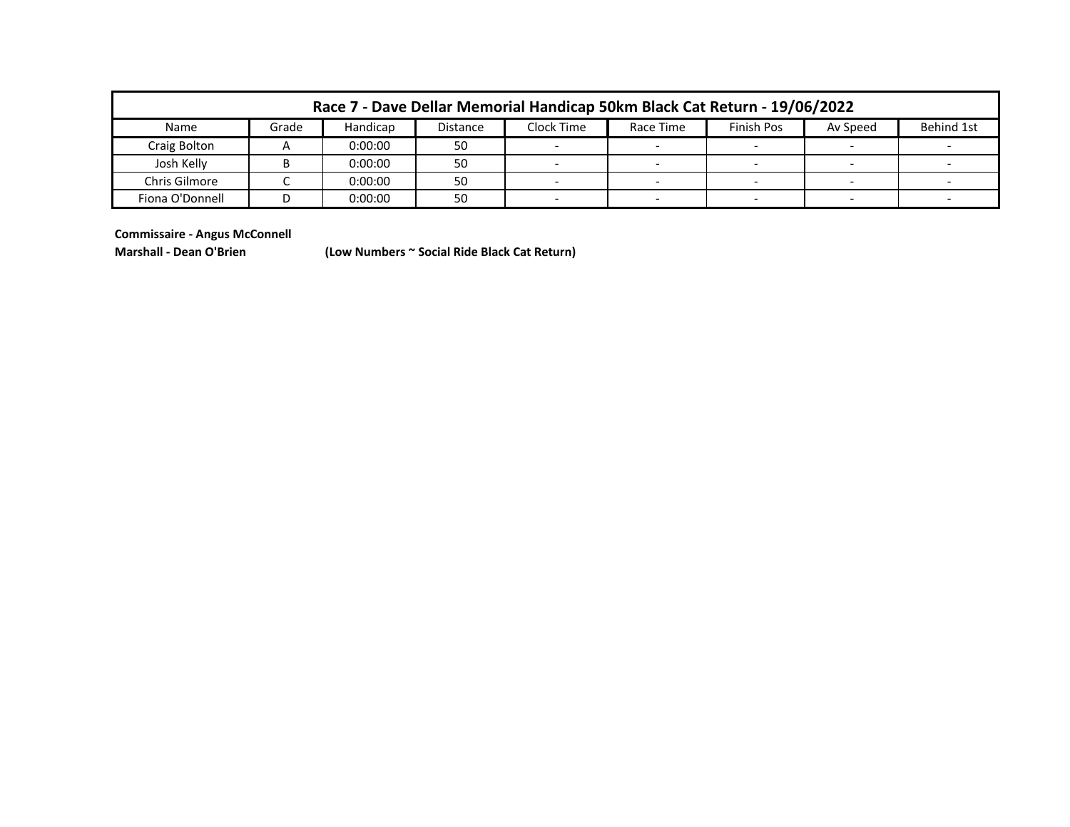| Race 7 - Dave Dellar Memorial Handicap 50km Black Cat Return - 19/06/2022 | | | | | | | | |
|---|---|---|---|---|---|---|---|---|
| Name | Grade | Handicap | Distance | Clock Time | Race Time | Finish Pos | Av Speed | Behind 1st |
| Craig Bolton | A | 0:00:00 | 50 | - | - | - | - | - |
| Josh Kelly | B | 0:00:00 | 50 | - | - | - | - | - |
| Chris Gilmore | C | 0:00:00 | 50 | - | - | - | - | - |
| Fiona O'Donnell | D | 0:00:00 | 50 | - | - | - | - | - |

**Commissaire - Angus McConnell**

**Marshall - Dean O'Brien** **(Low Numbers ~ Social Ride Black Cat Return)**